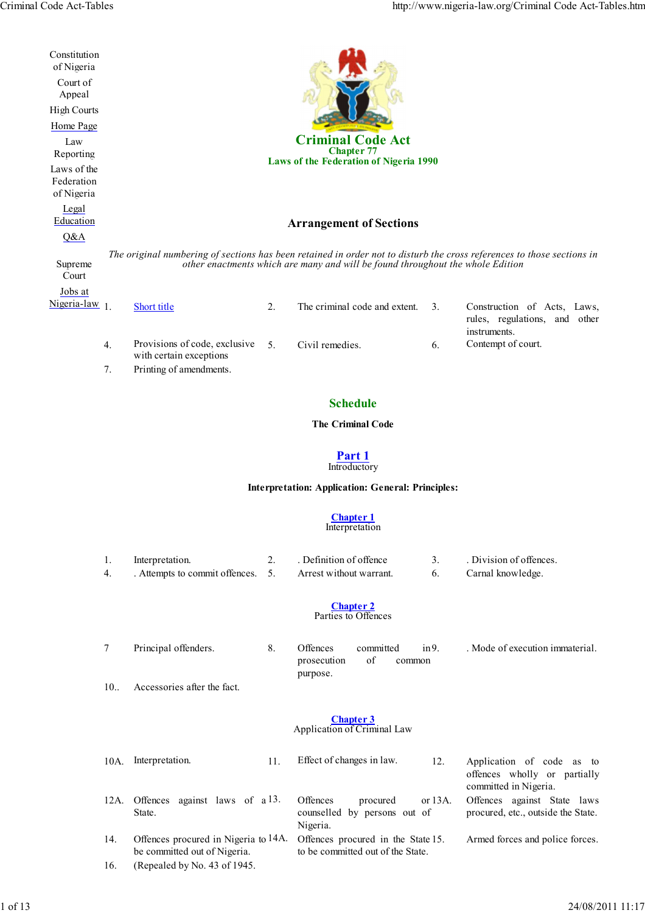Constitution of Nigeria
Court of Appeal
High Courts
Home Page
Law Reporting
Laws of the Federation of Nigeria
Legal Education
Q&A
Supreme Court
Jobs at Nigeria-law

# Criminal Code Act
### Chapter 77
### Laws of the Federation of Nigeria 1990

## Arrangement of Sections

*The original numbering of sections has been retained in order not to disturb the cross references to those sections in other enactments which are many and will be found throughout the whole Edition*

1. Short title
2. The criminal code and extent.
3. Construction of Acts, Laws, rules, regulations, and other instruments.
4. Provisions of code, exclusive with certain exceptions
5. Civil remedies.
6. Contempt of court.
7. Printing of amendments.

## Schedule

### The Criminal Code

## Part 1
Introductory

**Interpretation: Application: General: Principles:**

### Chapter 1
Interpretation

1. Interpretation.
2. . Definition of offence
3. . Division of offences.
4. . Attempts to commit offences.
5. Arrest without warrant.
6. Carnal knowledge.

### Chapter 2
Parties to Offences

7. Principal offenders.
8. Offences committed in prosecution of common purpose.
9. . Mode of execution immaterial.
10. Accessories after the fact.

### Chapter 3
Application of Criminal Law

10A. Interpretation.
11. Effect of changes in law.
12. Application of code as to offences wholly or partially committed in Nigeria.
12A. Offences against laws of a State.
13. Offences procured or counselled by persons out of Nigeria.
13A. Offences against State laws procured, etc., outside the State.
14. Offences procured in Nigeria to be committed out of Nigeria.
14A. Offences procured in the State to be committed out of the State.
15. Armed forces and police forces.
16. (Repealed by No. 43 of 1945.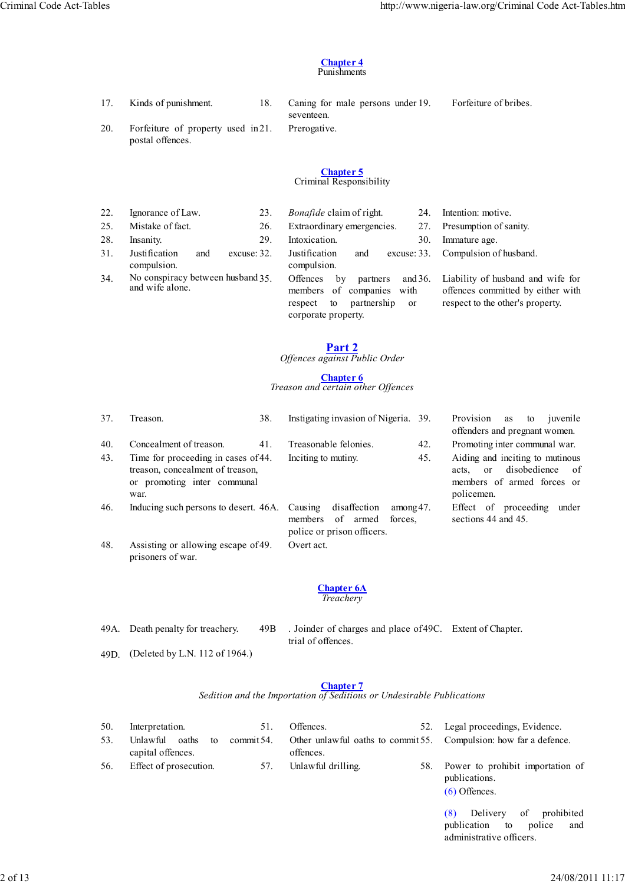## Chapter 4
Punishments

17. Kind of punishment.
18. Caning for male persons under seventeen.
19. Forfeiture of bribes.
20. Forfeiture of property used in postal offences.
21. Prerogative.

## Chapter 5
Criminal Responsibility

22. Ignorance of Law.
23. *Bonafide* claim of right.
24. Intention: motive.
25. Mistake of fact.
26. Extraordinary emergencies.
27. Presumption of sanity.
28. Insanity.
29. Intoxication.
30. Immature age.
31. Justification and excuse: compulsion.
32. Justification and excuse: compulsion.
33. Compulsion of husband.
34. No conspiracy between husband and wife alone.
35. Offences by partners and members of companies with respect to partnership or corporate property.
36. Liability of husband and wife for offences committed by either with respect to the other's property.

# Part 2
*Offences against Public Order*

## Chapter 6
*Treason and certain other Offences*

37. Treason.
38. Instigating invasion of Nigeria.
39. Provision as to juvenile offenders and pregnant women.
40. Concealment of treason.
41. Treasonable felonies.
42. Promoting inter communal war.
43. Time for proceeding in cases of treason, concealment of treason, or promoting inter communal war.
44. Inciting to mutiny.
45. Aiding and inciting to mutinous acts, or disobedience of members of armed forces or policemen.
46. Inducing such persons to desert.
46A. Causing disaffection among members of armed forces, police or prison officers.
47. Effect of proceeding under sections 44 and 45.
48. Assisting or allowing escape of prisoners of war.
49. Overt act.

## Chapter 6A
*Treachery*

49A. Death penalty for treachery.
49B. Joinder of charges and place of trial of offences.
49C. Extent of Chapter.
49D. (Deleted by L.N. 112 of 1964.)

## Chapter 7
*Sedition and the Importation of Seditious or Undesirable Publications*

50. Interpretation.
51. Offences.
52. Legal proceedings, Evidence.
53. Unlawful oaths to commit capital offences.
54. Other unlawful oaths to commit offences.
55. Compulsion: how far a defence.
56. Effect of prosecution.
57. Unlawful drilling.
58. Power to prohibit importation of publications.
(6) Offences.
(8) Delivery of prohibited publication to police and administrative officers.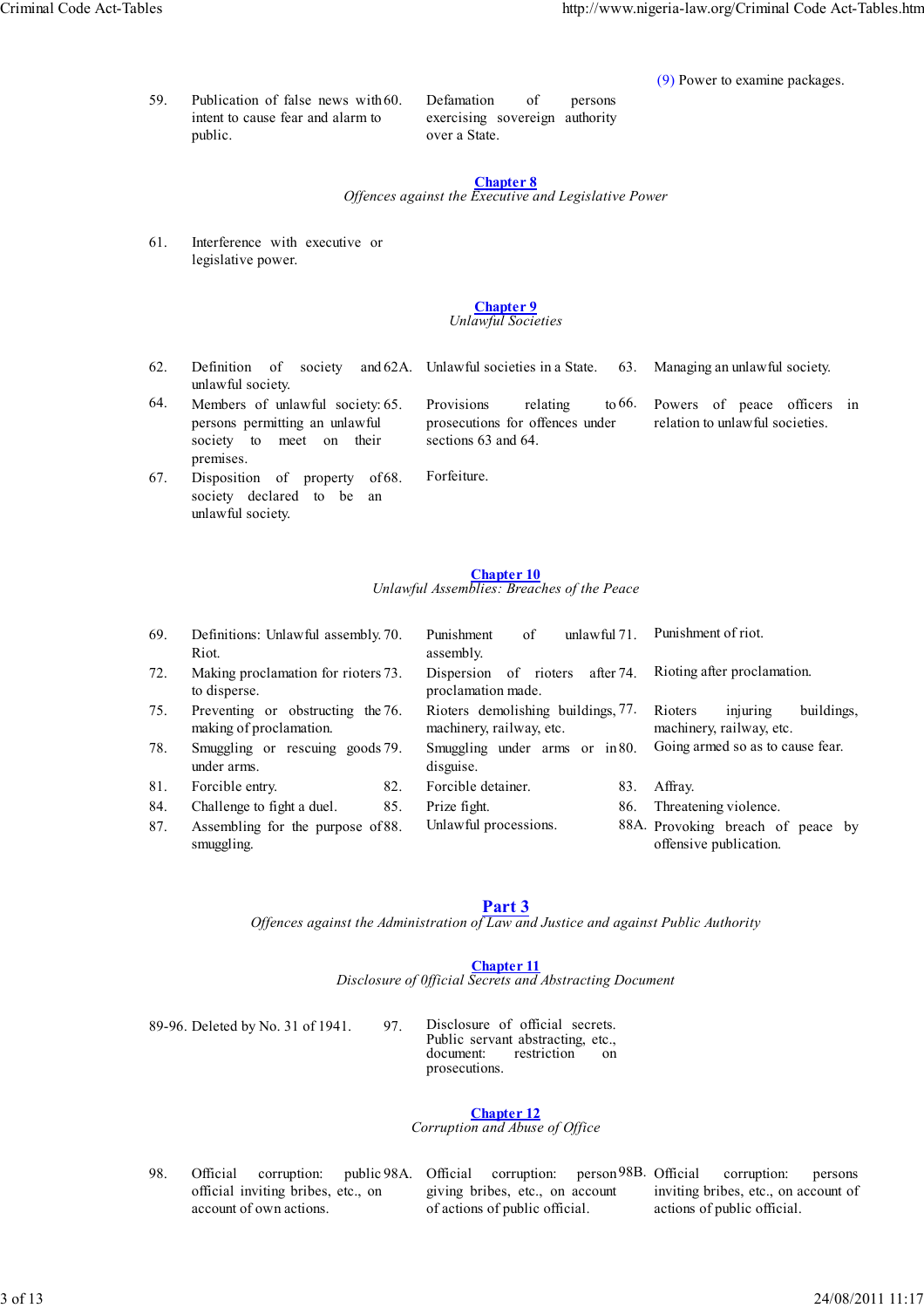(9) Power to examine packages.

59. Publication of false news with intent to cause fear and alarm to public.

60. Defamation of persons exercising sovereign authority over a State.

## Chapter 8
*Offences against the Executive and Legislative Power*

61. Interference with executive or legislative power.

## Chapter 9
*Unlawful Societies*

62. Definition of society and unlawful society.

62A. Unlawful societies in a State.

63. Managing an unlawful society.

64. Members of unlawful society: persons permitting an unlawful society to meet on their premises.

65. Provisions relating to prosecutions for offences under sections 63 and 64.

66. Powers of peace officers in relation to unlawful societies.

67. Disposition of property of society declared to be an unlawful society.

68. Forfeiture.

## Chapter 10
*Unlawful Assemblies: Breaches of the Peace*

69. Definitions: Unlawful assembly. Riot.

70. Punishment of unlawful assembly.

71. Punishment of riot.

72. Making proclamation for rioters to disperse.

73. Dispersion of rioters after proclamation made.

74. Rioting after proclamation.

75. Preventing or obstructing the making of proclamation.

76. Rioters demolishing buildings, machinery, railway, etc.

77. Rioters injuring buildings, machinery, railway, etc.

78. Smuggling or rescuing goods under arms.

79. Smuggling under arms or in disguise.

80. Going armed so as to cause fear.

81. Forcible entry.

82. Forcible detainer.

83. Affray.

84. Challenge to fight a duel.

85. Prize fight.

86. Threatening violence.

87. Assembling for the purpose of smuggling.

88. Unlawful processions.

88A. Provoking breach of peace by offensive publication.

# Part 3
*Offences against the Administration of Law and Justice and against Public Authority*

## Chapter 11
*Disclosure of Official Secrets and Abstracting Document*

89-96. Deleted by No. 31 of 1941.

97. Disclosure of official secrets. Public servant abstracting, etc., document: restriction on prosecutions.

## Chapter 12
*Corruption and Abuse of Office*

98. Official corruption: public official inviting bribes, etc., on account of own actions.

98A. Official corruption: person giving bribes, etc., on account of actions of public official.

98B. Official corruption: persons inviting bribes, etc., on account of actions of public official.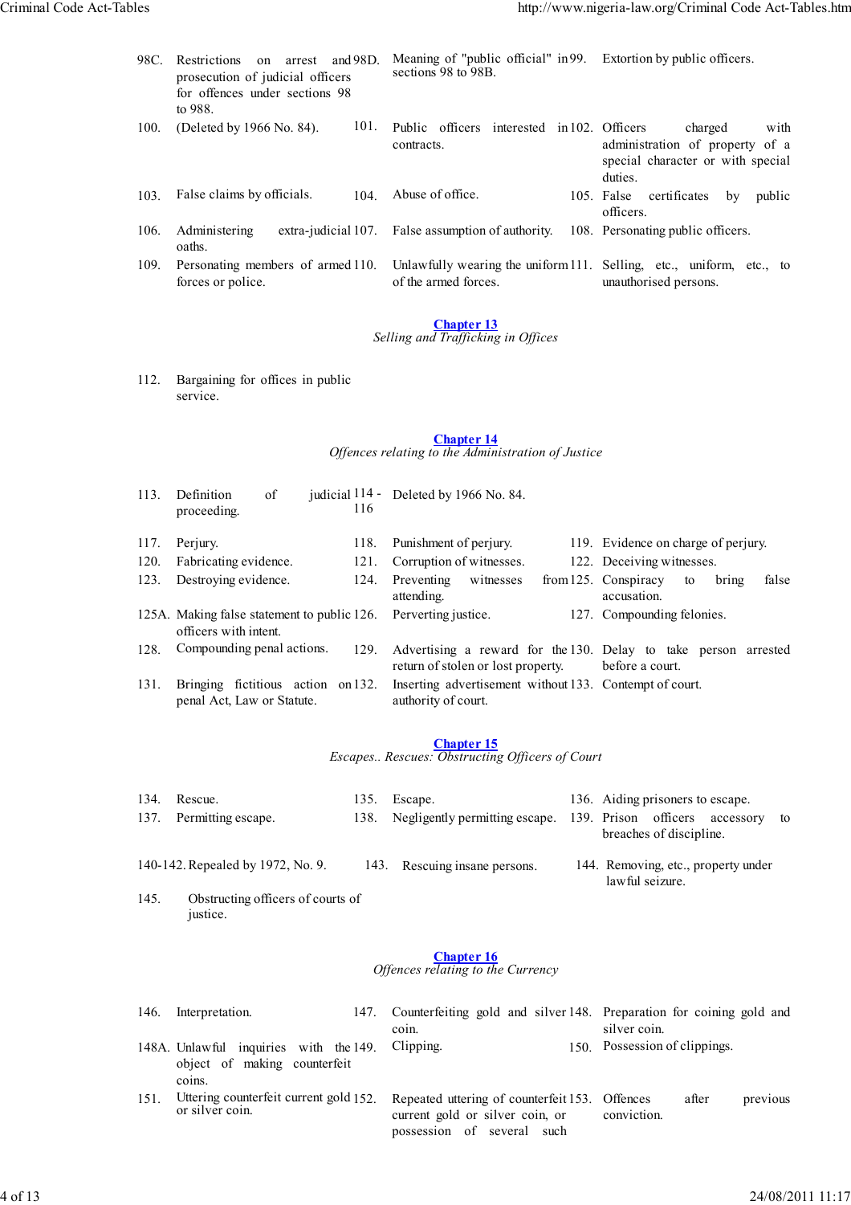| | | | | | |
|---|---|---|---|---|---|
| 98C. | Restrictions on arrest and prosecution of judicial officers for offences under sections 98 to 988. | 98D. | Meaning of "public official" in sections 98 to 98B. | 99. | Extortion by public officers. |
| 100. | (Deleted by 1966 No. 84). | 101. | Public officers interested in contracts. | 102. | Officers charged with administration of property of a special character or with special duties. |
| 103. | False claims by officials. | 104. | Abuse of office. | 105. | False certificates by public officers. |
| 106. | Administering extra-judicial oaths. | 107. | False assumption of authority. | 108. | Personating public officers. |
| 109. | Personating members of armed forces or police. | 110. | Unlawfully wearing the uniform of the armed forces. | 111. | Selling, etc., uniform, etc., to unauthorised persons. |

## Chapter 13
*Selling and Trafficking in Offices*

| | |
|---|---|
| 112. | Bargaining for offices in public service. |

## Chapter 14
*Offences relating to the Administration of Justice*

| | | | | | |
|---|---|---|---|---|---|
| 113. | Definition of judicial proceeding. | 114 - 116 | Deleted by 1966 No. 84. | | |
| 117. | Perjury. | 118. | Punishment of perjury. | 119. | Evidence on charge of perjury. |
| 120. | Fabricating evidence. | 121. | Corruption of witnesses. | 122. | Deceiving witnesses. |
| 123. | Destroying evidence. | 124. | Preventing witnesses from attending. | 125. | Conspiracy to bring false accusation. |
| 125A. | Making false statement to public officers with intent. | 126. | Perverting justice. | 127. | Compounding felonies. |
| 128. | Compounding penal actions. | 129. | Advertising a reward for the return of stolen or lost property. | 130. | Delay to take person arrested before a court. |
| 131. | Bringing fictitious action on penal Act, Law or Statute. | 132. | Inserting advertisement without authority of court. | 133. | Contempt of court. |

## Chapter 15
*Escapes.. Rescues: Obstructing Officers of Court*

| | | | | | |
|---|---|---|---|---|---|
| 134. | Rescue. | 135. | Escape. | 136. | Aiding prisoners to escape. |
| 137. | Permitting escape. | 138. | Negligently permitting escape. | 139. | Prison officers accessory to breaches of discipline. |
| 140-142. | Repealed by 1972, No. 9. | 143. | Rescuing insane persons. | 144. | Removing, etc., property under lawful seizure. |
| 145. | Obstructing officers of courts of justice. | | | | |

## Chapter 16
*Offences relating to the Currency*

| | | | | | |
|---|---|---|---|---|---|
| 146. | Interpretation. | 147. | Counterfeiting gold and silver coin. | 148. | Preparation for coining gold and silver coin. |
| 148A. | Unlawful inquiries with the object of making counterfeit coins. | 149. | Clipping. | 150. | Possession of clippings. |
| 151. | Uttering counterfeit current gold or silver coin. | 152. | Repeated uttering of counterfeit current gold or silver coin, or possession of several such | 153. | Offences after previous conviction. |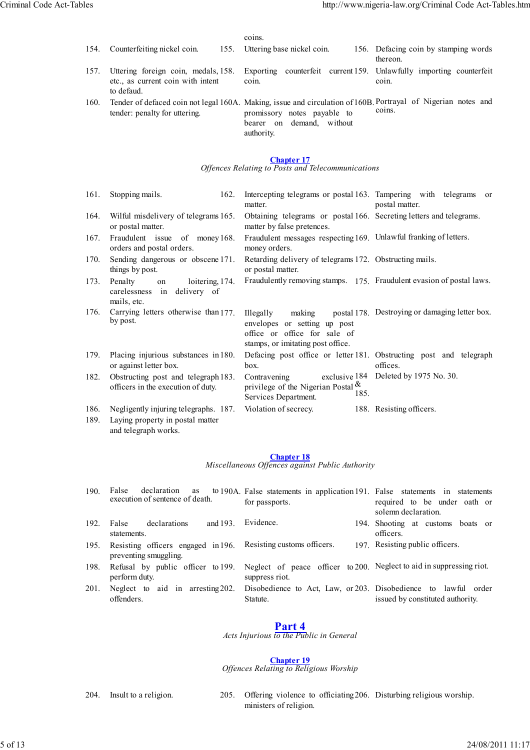coins.

154. Counterfeiting nickel coin.
155. Uttering base nickel coin.
156. Defacing coin by stamping words thereon.
157. Uttering foreign coin, medals, etc., as current coin with intent to defaud.
158. Exporting counterfeit current coin.
159. Unlawfully importing counterfeit coin.
160. Tender of defaced coin not legal tender: penalty for uttering.
160A. Making, issue and circulation of promissory notes payable to bearer on demand, without authority.
160B. Portrayal of Nigerian notes and coins.

## Chapter 17

*Offences Relating to Posts and Telecommunications*

161. Stopping mails.
162. Intercepting telegrams or postal matter.
163. Tampering with telegrams or postal matter.
164. Wilful misdelivery of telegrams or postal matter.
165. Obtaining telegrams or postal matter by false pretences.
166. Secreting letters and telegrams.
167. Fraudulent issue of money orders and postal orders.
168. Fraudulent messages respecting money orders.
169. Unlawful franking of letters.
170. Sending dangerous or obscene things by post.
171. Retarding delivery of telegrams or postal matter.
172. Obstructing mails.
173. Penalty on loitering, carelessness in delivery of mails, etc.
174. Fraudulently removing stamps.
175. Fraudulent evasion of postal laws.
176. Carrying letters otherwise than by post.
177. Illegally making postal envelopes or setting up post office or office for sale of stamps, or imitating post office.
178. Destroying or damaging letter box.
179. Placing injurious substances in or against letter box.
180. Defacing post office or letter box.
181. Obstructing post and telegraph offices.
182. Obstructing post and telegraph officers in the execution of duty.
183. Contravening exclusive privilege of the Nigerian Postal Services Department.
184 & 185. Deleted by 1975 No. 30.
186. Negligently injuring telegraphs.
187. Violation of secrecy.
188. Resisting officers.
189. Laying property in postal matter and telegraph works.

## Chapter 18

*Miscellaneous Offences against Public Authority*

190. False declaration as to execution of sentence of death.
190A. False statements in application for passports.
191. False statements in statements required to be under oath or solemn declaration.
192. False declarations and statements.
193. Evidence.
194. Shooting at customs boats or officers.
195. Resisting officers engaged in preventing smuggling.
196. Resisting customs officers.
197. Resisting public officers.
198. Refusal by public officer to perform duty.
199. Neglect of peace officer to suppress riot.
200. Neglect to aid in suppressing riot.
201. Neglect to aid in arresting offenders.
202. Disobedience to Act, Law, or Statute.
203. Disobedience to lawful order issued by constituted authority.

# Part 4

*Acts Injurious to the Public in General*

## Chapter 19

*Offences Relating to Religious Worship*

204. Insult to a religion.
205. Offering violence to officiating ministers of religion.
206. Disturbing religious worship.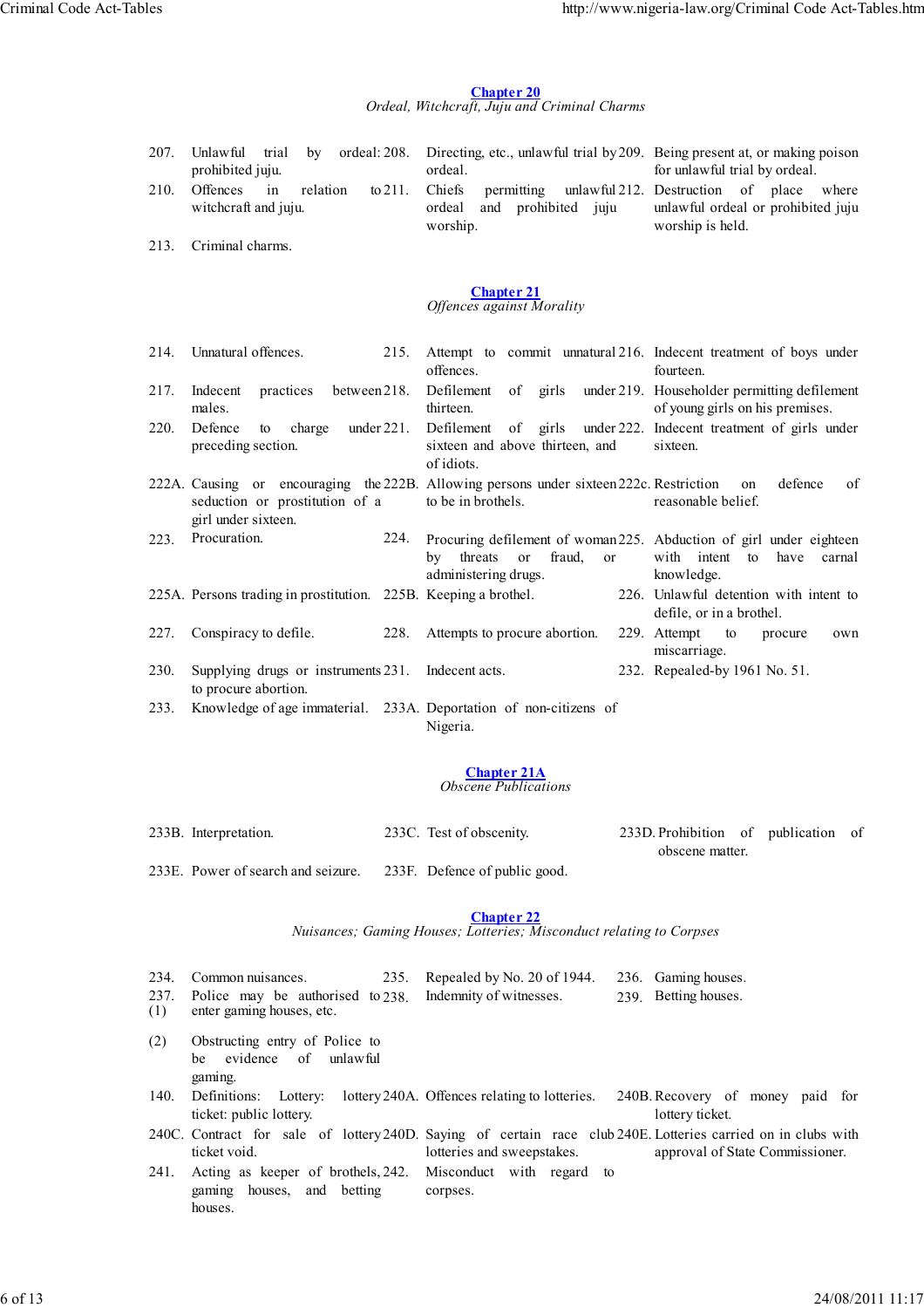## Chapter 20

*Ordeal, Witchcraft, Juju and Criminal Charms*

207. Unlawful trial by ordeal: prohibited juju.
208. Directing, etc., unlawful trial by ordeal.
209. Being present at, or making poison for unlawful trial by ordeal.
210. Offences in relation to witchcraft and juju.
211. Chiefs permitting unlawful ordeal and prohibited juju worship.
212. Destruction of place where unlawful ordeal or prohibited juju worship is held.
213. Criminal charms.

## Chapter 21

*Offences against Morality*

214. Unnatural offences.
215. Attempt to commit unnatural offences.
216. Indecent treatment of boys under fourteen.
217. Indecent practices between males.
218. Defilement of girls under thirteen.
219. Householder permitting defilement of young girls on his premises.
220. Defence to charge under preceding section.
221. Defilement of girls under sixteen and above thirteen, and of idiots.
222. Indecent treatment of girls under sixteen.
222A. Causing or encouraging the seduction or prostitution of a girl under sixteen.
222B. Allowing persons under sixteen to be in brothels.
222c. Restriction on defence of reasonable belief.
223. Procuration.
224. Procuring defilement of woman by threats or fraud, or administering drugs.
225. Abduction of girl under eighteen with intent to have carnal knowledge.
225A. Persons trading in prostitution.
225B. Keeping a brothel.
226. Unlawful detention with intent to defile, or in a brothel.
227. Conspiracy to defile.
228. Attempts to procure abortion.
229. Attempt to procure own miscarriage.
230. Supplying drugs or instruments to procure abortion.
231. Indecent acts.
232. Repealed-by 1961 No. 51.
233. Knowledge of age immaterial.
233A. Deportation of non-citizens of Nigeria.

## Chapter 21A

*Obscene Publications*

233B. Interpretation.
233C. Test of obscenity.
233D. Prohibition of publication of obscene matter.
233E. Power of search and seizure.
233F. Defence of public good.

## Chapter 22

*Nuisances; Gaming Houses; Lotteries; Misconduct relating to Corpses*

234. Common nuisances.
235. Repealed by No. 20 of 1944.
236. Gaming houses.
237. (1) Police may be authorised to enter gaming houses, etc.
(2) Obstructing entry of Police to be evidence of unlawful gaming.
238. Indemnity of witnesses.
239. Betting houses.
140. Definitions: Lottery: lottery ticket: public lottery.
240A. Offences relating to lotteries.
240B. Recovery of money paid for lottery ticket.
240C. Contract for sale of lottery ticket void.
240D. Saying of certain race club lotteries and sweepstakes.
240E. Lotteries carried on in clubs with approval of State Commissioner.
241. Acting as keeper of brothels, gaming houses, and betting houses.
242. Misconduct with regard to corpses.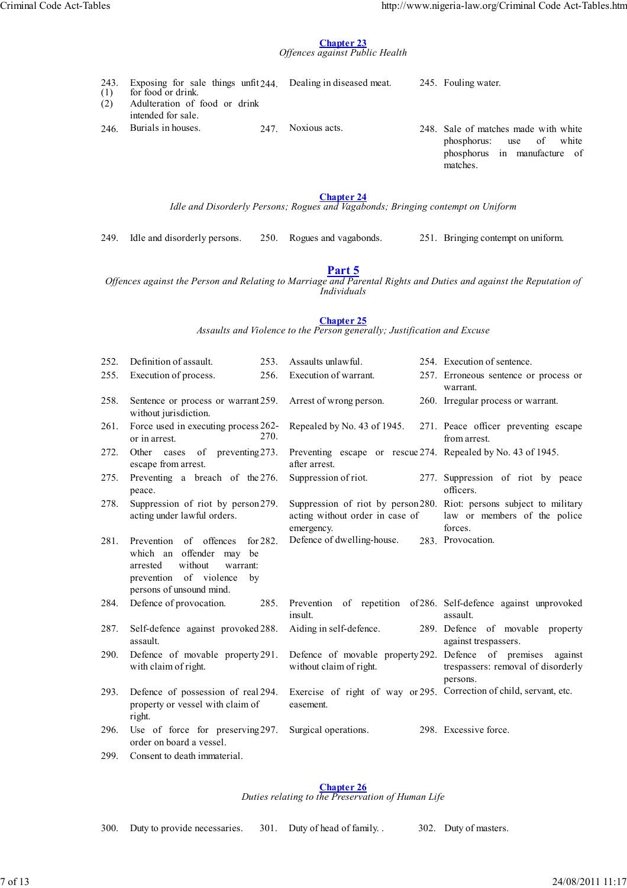## Chapter 23

*Offences against Public Health*

| | | | | | |
|---|---|---|---|---|---|
| 243. (1) | Exposing for sale things unfit for food or drink. | 244. | Dealing in diseased meat. | 245. | Fouling water. |
| (2) | Adulteration of food or drink intended for sale. | | | | |
| 246. | Burials in houses. | 247. | Noxious acts. | 248. | Sale of matches made with white phosphorus: use of white phosphorus in manufacture of matches. |

## Chapter 24

*Idle and Disorderly Persons; Rogues and Vagabonds; Bringing contempt on Uniform*

| | | | | | |
|---|---|---|---|---|---|
| 249. | Idle and disorderly persons. | 250. | Rogues and vagabonds. | 251. | Bringing contempt on uniform. |

# Part 5

*Offences against the Person and Relating to Marriage and Parental Rights and Duties and against the Reputation of Individuals*

## Chapter 25

*Assaults and Violence to the Person generally; Justification and Excuse*

| | | | | | |
|---|---|---|---|---|---|
| 252. | Definition of assault. | 253. | Assaults unlawful. | 254. | Execution of sentence. |
| 255. | Execution of process. | 256. | Execution of warrant. | 257. | Erroneous sentence or process or warrant. |
| 258. | Sentence or process or warrant without jurisdiction. | 259. | Arrest of wrong person. | 260. | Irregular process or warrant. |
| 261. | Force used in executing process or in arrest. | 262-270. | Repealed by No. 43 of 1945. | 271. | Peace officer preventing escape from arrest. |
| 272. | Other cases of preventing escape from arrest. | 273. | Preventing escape or rescue after arrest. | 274. | Repealed by No. 43 of 1945. |
| 275. | Preventing a breach of the peace. | 276. | Suppression of riot. | 277. | Suppression of riot by peace officers. |
| 278. | Suppression of riot by person acting under lawful orders. | 279. | Suppression of riot by person acting without order in case of emergency. | 280. | Riot: persons subject to military law or members of the police forces. |
| 281. | Prevention of offences for which an offender may be arrested without warrant: prevention of violence by persons of unsound mind. | 282. | Defence of dwelling-house. | 283. | Provocation. |
| 284. | Defence of provocation. | 285. | Prevention of repetition of insult. | 286. | Self-defence against unprovoked assault. |
| 287. | Self-defence against provoked assault. | 288. | Aiding in self-defence. | 289. | Defence of movable property against trespassers. |
| 290. | Defence of movable property with claim of right. | 291. | Defence of movable property without claim of right. | 292. | Defence of premises against trespassers: removal of disorderly persons. |
| 293. | Defence of possession of real property or vessel with claim of right. | 294. | Exercise of right of way or easement. | 295. | Correction of child, servant, etc. |
| 296. | Use of force for preserving order on board a vessel. | 297. | Surgical operations. | 298. | Excessive force. |
| 299. | Consent to death immaterial. | | | | |

## Chapter 26

*Duties relating to the Preservation of Human Life*

| | | | | | |
|---|---|---|---|---|---|
| 300. | Duty to provide necessaries. | 301. | Duty of head of family. . | 302. | Duty of masters. |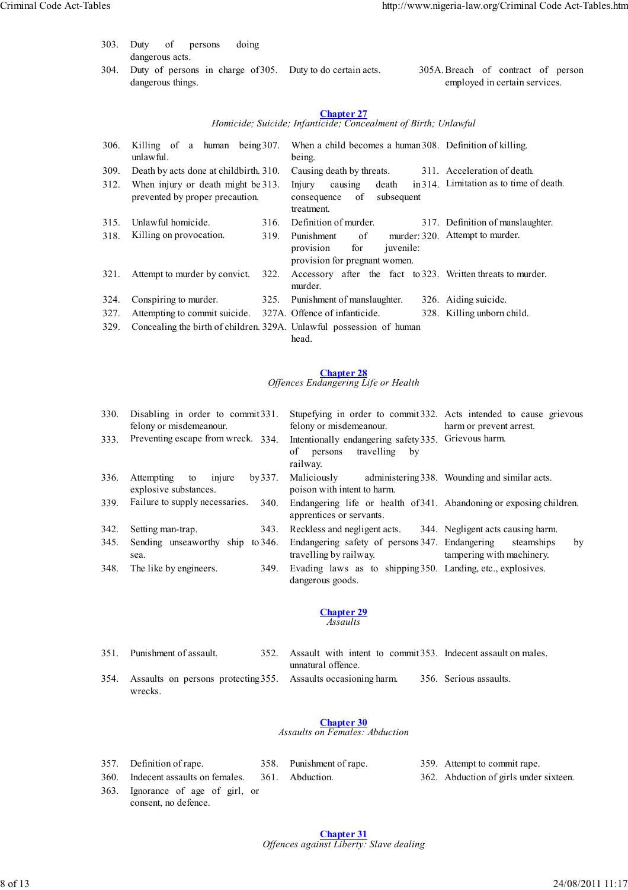303. Duty of persons doing dangerous acts.
304. Duty of persons in charge of dangerous things.
305. Duty to do certain acts.
305A. Breach of contract of person employed in certain services.

## [Chapter 27](#)
*Homicide; Suicide; Infanticide; Concealment of Birth; Unlawful*

306. Killing of a human being unlawful.
307. When a child becomes a human being.
308. Definition of killing.
309. Death by acts done at childbirth.
310. Causing death by threats.
311. Acceleration of death.
312. When injury or death might be prevented by proper precaution.
313. Injury causing death in consequence of subsequent treatment.
314. Limitation as to time of death.
315. Unlawful homicide.
316. Definition of murder.
317. Definition of manslaughter.
318. Killing on provocation.
319. Punishment of murder: provision for juvenile: provision for pregnant women.
320. Attempt to murder.
321. Attempt to murder by convict.
322. Accessory after the fact to murder.
323. Written threats to murder.
324. Conspiring to murder.
325. Punishment of manslaughter.
326. Aiding suicide.
327. Attempting to commit suicide.
327A. Offence of infanticide.
328. Killing unborn child.
329. Concealing the birth of children.
329A. Unlawful possession of human head.

## [Chapter 28](#)
*Offences Endangering Life or Health*

330. Disabling in order to commit felony or misdemeanour.
331. Stupefying in order to commit felony or misdemeanour.
332. Acts intended to cause grievous harm or prevent arrest.
333. Preventing escape from wreck.
334. Intentionally endangering safety of persons travelling by railway.
335. Grievous harm.
336. Attempting to injure by explosive substances.
337. Maliciously administering poison with intent to harm.
338. Wounding and similar acts.
339. Failure to supply necessaries.
340. Endangering life or health of apprentices or servants.
341. Abandoning or exposing children.
342. Setting man-trap.
343. Reckless and negligent acts.
344. Negligent acts causing harm.
345. Sending unseaworthy ship to sea.
346. Endangering safety of persons travelling by railway.
347. Endangering steamships by tampering with machinery.
348. The like by engineers.
349. Evading laws as to shipping dangerous goods.
350. Landing, etc., explosives.

## [Chapter 29](#)
*Assaults*

351. Punishment of assault.
352. Assault with intent to commit unnatural offence.
353. Indecent assault on males.
354. Assaults on persons protecting wrecks.
355. Assaults occasioning harm.
356. Serious assaults.

## [Chapter 30](#)
*Assaults on Females: Abduction*

357. Definition of rape.
358. Punishment of rape.
359. Attempt to commit rape.
360. Indecent assaults on females.
361. Abduction.
362. Abduction of girls under sixteen.
363. Ignorance of age of girl, or consent, no defence.

## [Chapter 31](#)
*Offences against Liberty: Slave dealing*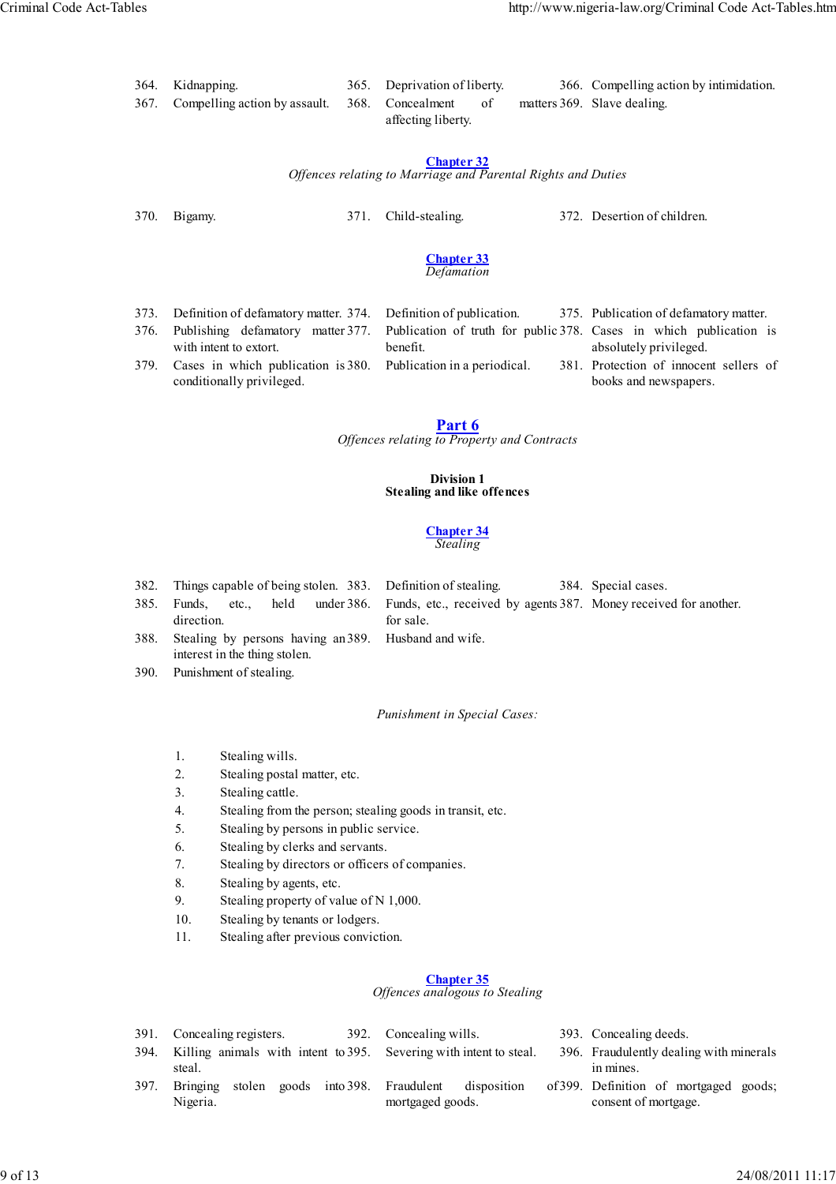364. Kidnapping.
365. Deprivation of liberty.
366. Compelling action by intimidation.
367. Compelling action by assault.
368. Concealment of matters affecting liberty.
369. Slave dealing.

## Chapter 32

*Offences relating to Marriage and Parental Rights and Duties*

370. Bigamy.
371. Child-stealing.
372. Desertion of children.

## Chapter 33

*Defamation*

373. Definition of defamatory matter.
374. Definition of publication.
375. Publication of defamatory matter.
376. Publishing defamatory matter with intent to extort.
377. Publication of truth for public benefit.
378. Cases in which publication is absolutely privileged.
379. Cases in which publication is conditionally privileged.
380. Publication in a periodical.
381. Protection of innocent sellers of books and newspapers.

# Part 6

*Offences relating to Property and Contracts*

**Division 1**
**Stealing and like offences**

## Chapter 34

*Stealing*

382. Things capable of being stolen.
383. Definition of stealing.
384. Special cases.
385. Funds, etc., held under direction.
386. Funds, etc., received by agents for sale.
387. Money received for another.
388. Stealing by persons having an interest in the thing stolen.
389. Husband and wife.
390. Punishment of stealing.

*Punishment in Special Cases:*

1. Stealing wills.
2. Stealing postal matter, etc.
3. Stealing cattle.
4. Stealing from the person; stealing goods in transit, etc.
5. Stealing by persons in public service.
6. Stealing by clerks and servants.
7. Stealing by directors or officers of companies.
8. Stealing by agents, etc.
9. Stealing property of value of N 1,000.
10. Stealing by tenants or lodgers.
11. Stealing after previous conviction.

## Chapter 35

*Offences analogous to Stealing*

391. Concealing registers.
392. Concealing wills.
393. Concealing deeds.
394. Killing animals with intent to steal.
395. Severing with intent to steal.
396. Fraudulently dealing with minerals in mines.
397. Bringing stolen goods into Nigeria.
398. Fraudulent disposition of mortgaged goods.
399. Definition of mortgaged goods; consent of mortgage.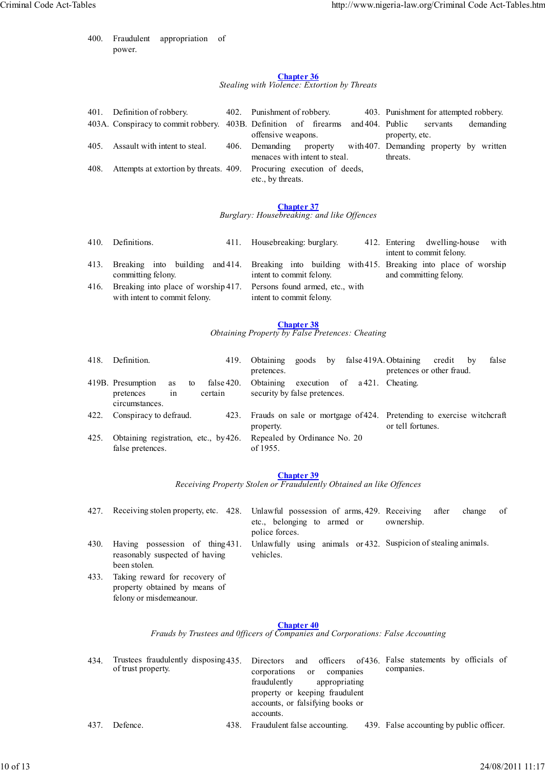400. Fraudulent appropriation of power.

## Chapter 36

*Stealing with Violence: Extortion by Threats*

| | | | | | |
|---|---|---|---|---|---|
| 401. | Definition of robbery. | 402. | Punishment of robbery. | 403. | Punishment for attempted robbery. |
| 403A. | Conspiracy to commit robbery. | 403B. | Definition of firearms and offensive weapons. | 404. | Public servants demanding property, etc. |
| 405. | Assault with intent to steal. | 406. | Demanding property with menaces with intent to steal. | 407. | Demanding property by written threats. |
| 408. | Attempts at extortion by threats. | 409. | Procuring execution of deeds, etc., by threats. | | |

## Chapter 37

*Burglary: Housebreaking: and like Offences*

| | | | | | |
|---|---|---|---|---|---|
| 410. | Definitions. | 411. | Housebreaking: burglary. | 412. | Entering dwelling-house with intent to commit felony. |
| 413. | Breaking into building and committing felony. | 414. | Breaking into building with intent to commit felony. | 415. | Breaking into place of worship and committing felony. |
| 416. | Breaking into place of worship with intent to commit felony. | 417. | Persons found armed, etc., with intent to commit felony. | | |

## Chapter 38

*Obtaining Property by False Pretences: Cheating*

| | | | | | |
|---|---|---|---|---|---|
| 418. | Definition. | 419. | Obtaining goods by false pretences. | 419A. | Obtaining credit by false pretences or other fraud. |
| 419B. | Presumption as to false pretences in certain circumstances. | 420. | Obtaining execution of a security by false pretences. | 421. | Cheating. |
| 422. | Conspiracy to defraud. | 423. | Frauds on sale or mortgage of property. | 424. | Pretending to exercise witchcraft or tell fortunes. |
| 425. | Obtaining registration, etc., by false pretences. | 426. | Repealed by Ordinance No. 20 of 1955. | | |

## Chapter 39

*Receiving Property Stolen or Fraudulently Obtained an like Offences*

| | | | | | |
|---|---|---|---|---|---|
| 427. | Receiving stolen property, etc. | 428. | Unlawful possession of arms, etc., belonging to armed or police forces. | 429. | Receiving after change of ownership. |
| 430. | Having possession of thing reasonably suspected of having been stolen. | 431. | Unlawfully using animals or vehicles. | 432. | Suspicion of stealing animals. |
| 433. | Taking reward for recovery of property obtained by means of felony or misdemeanour. | | | | |

## Chapter 40

*Frauds by Trustees and 0fficers of Companies and Corporations: False Accounting*

| | | | | | |
|---|---|---|---|---|---|
| 434. | Trustees fraudulently disposing of trust property. | 435. | Directors and officers of corporations or companies fraudulently appropriating property or keeping fraudulent accounts, or falsifying books or accounts. | 436. | False statements by officials of companies. |
| 437. | Defence. | 438. | Fraudulent false accounting. | 439. | False accounting by public officer. |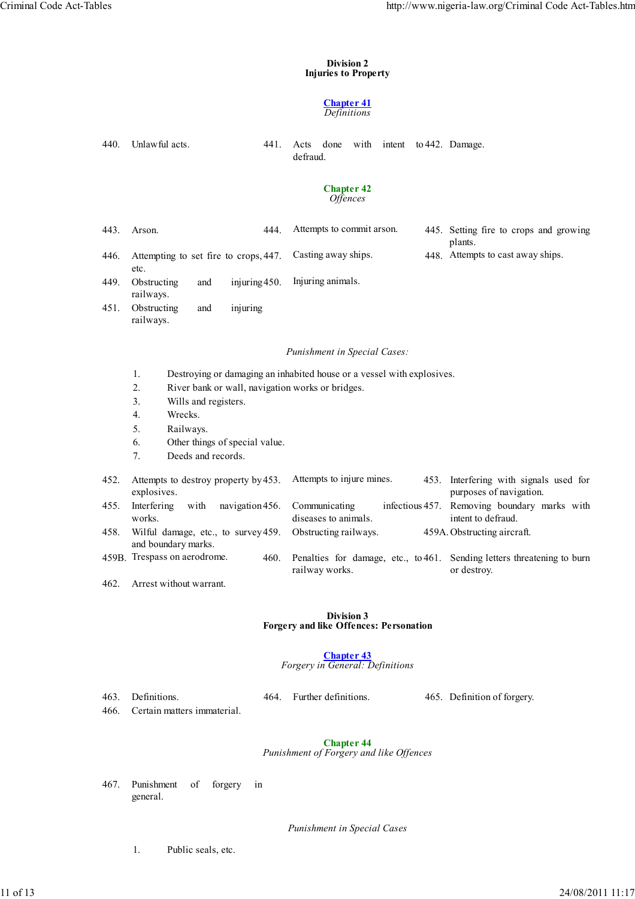## Division 2
## Injuries to Property

### Chapter 41
*Definitions*

440. Unlawful acts.
441. Acts done with intent to defraud.
442. Damage.

### Chapter 42
*Offences*

443. Arson.
444. Attempts to commit arson.
445. Setting fire to crops and growing plants.
446. Attempting to set fire to crops, etc.
447. Casting away ships.
448. Attempts to cast away ships.
449. Obstructing and injuring railways.
450. Injuring animals.
451. Obstructing and injuring railways.

*Punishment in Special Cases:*

1. Destroying or damaging an inhabited house or a vessel with explosives.
2. River bank or wall, navigation works or bridges.
3. Wills and registers.
4. Wrecks.
5. Railways.
6. Other things of special value.
7. Deeds and records.

452. Attempts to destroy property by explosives.
453. Attempts to injure mines.
453. Interfering with signals used for purposes of navigation.
455. Interfering with navigation works.
456. Communicating infectious diseases to animals.
457. Removing boundary marks with intent to defraud.
458. Wilful damage, etc., to survey and boundary marks.
459. Obstructing railways.
459A. Obstructing aircraft.
459B. Trespass on aerodrome.
460. Penalties for damage, etc., to railway works.
461. Sending letters threatening to burn or destroy.
462. Arrest without warrant.

## Division 3
## Forgery and like Offences: Personation

### Chapter 43
*Forgery in General: Definitions*

463. Definitions.
464. Further definitions.
465. Definition of forgery.
466. Certain matters immaterial.

### Chapter 44
*Punishment of Forgery and like Offences*

467. Punishment of forgery in general.

*Punishment in Special Cases*

1. Public seals, etc.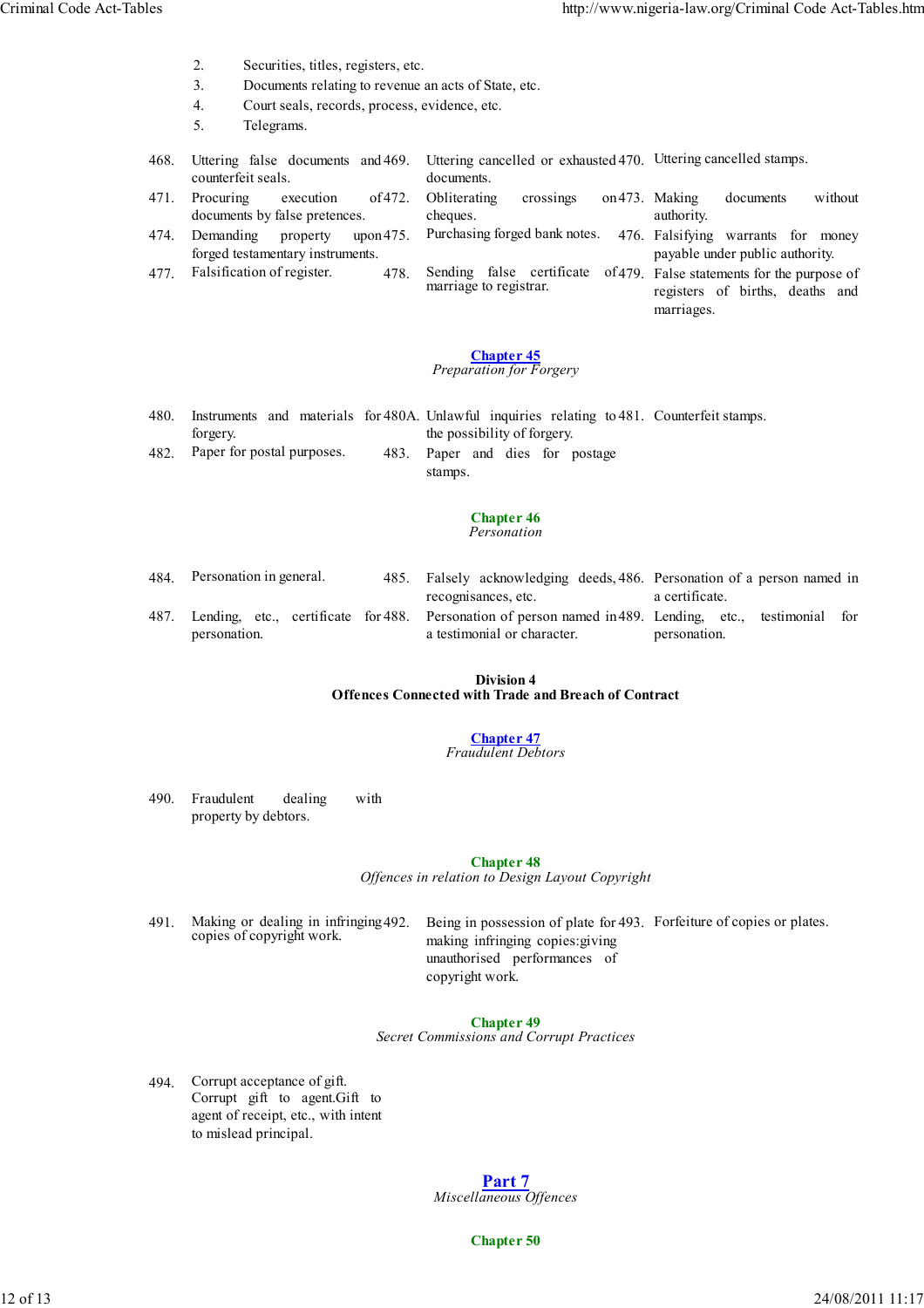2. Securities, titles, registers, etc.
3. Documents relating to revenue an acts of State, etc.
4. Court seals, records, process, evidence, etc.
5. Telegrams.

| | | | | | |
|---|---|---|---|---|---|
| 468. | Uttering false documents and counterfeit seals. | 469. | Uttering cancelled or exhausted documents. | 470. | Uttering cancelled stamps. |
| 471. | Procuring execution of documents by false pretences. | 472. | Obliterating crossings on cheques. | 473. | Making documents without authority. |
| 474. | Demanding property upon forged testamentary instruments. | 475. | Purchasing forged bank notes. | 476. | Falsifying warrants for money payable under public authority. |
| 477. | Falsification of register. | 478. | Sending false certificate of marriage to registrar. | 479. | False statements for the purpose of registers of births, deaths and marriages. |

## Chapter 45
*Preparation for Forgery*

| | | | | | |
|---|---|---|---|---|---|
| 480. | Instruments and materials for forgery. | 480A. | Unlawful inquiries relating to the possibility of forgery. | 481. | Counterfeit stamps. |
| 482. | Paper for postal purposes. | 483. | Paper and dies for postage stamps. | | |

## Chapter 46
*Personation*

| | | | | | |
|---|---|---|---|---|---|
| 484. | Personation in general. | 485. | Falsely acknowledging deeds, recognisances, etc. | 486. | Personation of a person named in a certificate. |
| 487. | Lending, etc., certificate for personation. | 488. | Personation of person named in a testimonial or character. | 489. | Lending, etc., testimonial for personation. |

# Division 4
# Offences Connected with Trade and Breach of Contract

## Chapter 47
*Fraudulent Debtors*

| | |
|---|---|
| 490. | Fraudulent dealing with property by debtors. |

## Chapter 48
*Offences in relation to Design Layout Copyright*

| | | | | | |
|---|---|---|---|---|---|
| 491. | Making or dealing in infringing copies of copyright work. | 492. | Being in possession of plate for making infringing copies:giving unauthorised performances of copyright work. | 493. | Forfeiture of copies or plates. |

## Chapter 49
*Secret Commissions and Corrupt Practices*

| | |
|---|---|
| 494. | Corrupt acceptance of gift. Corrupt gift to agent.Gift to agent of receipt, etc., with intent to mislead principal. |

# Part 7
*Miscellaneous Offences*

## Chapter 50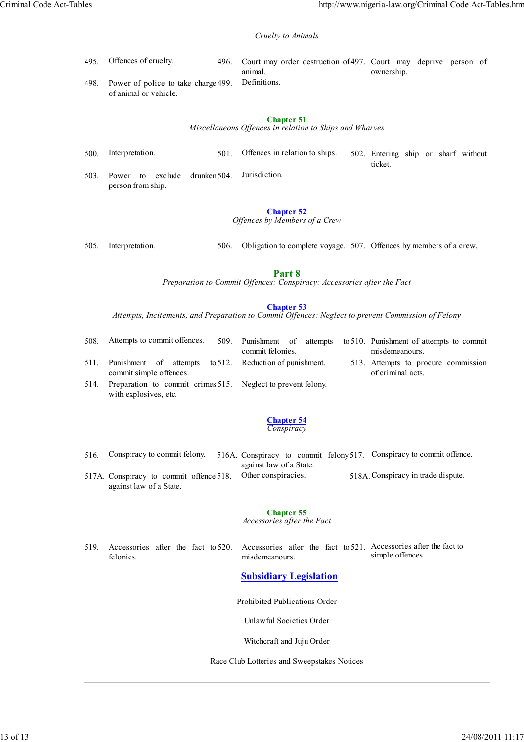*Cruelty to Animals*

495. Offences of cruelty.
496. Court may order destruction of animal.
497. Court may deprive person of ownership.
498. Power of police to take charge of animal or vehicle.
499. Definitions.

## Chapter 51
*Miscellaneous Offences in relation to Ships and Wharves*

500. Interpretation.
501. Offences in relation to ships.
502. Entering ship or sharf without ticket.
503. Power to exclude drunken person from ship.
504. Jurisdiction.

## Chapter 52
*Offences by Members of a Crew*

505. Interpretation.
506. Obligation to complete voyage.
507. Offences by members of a crew.

# Part 8
*Preparation to Commit Offences: Conspiracy: Accessories after the Fact*

## Chapter 53
*Attempts, Incitements, and Preparation to Commit Offences: Neglect to prevent Commission of Felony*

508. Attempts to commit offences.
509. Punishment of attempts to commit felonies.
510. Punishment of attempts to commit misdemeanours.
511. Punishment of attempts to commit simple offences.
512. Reduction of punishment.
513. Attempts to procure commission of criminal acts.
514. Preparation to commit crimes with explosives, etc.
515. Neglect to prevent felony.

## Chapter 54
*Conspiracy*

516. Conspiracy to commit felony.
516A. Conspiracy to commit felony against law of a State.
517. Conspiracy to commit offence.
517A. Conspiracy to commit offence against law of a State.
518. Other conspiracies.
518A. Conspiracy in trade dispute.

## Chapter 55
*Accessories after the Fact*

519. Accessories after the fact to felonies.
520. Accessories after the fact to misdemeanours.
521. Accessories after the fact to simple offences.

## Subsidiary Legislation

Prohibited Publications Order

Unlawful Societies Order

Witchcraft and Juju Order

Race Club Lotteries and Sweepstakes Notices